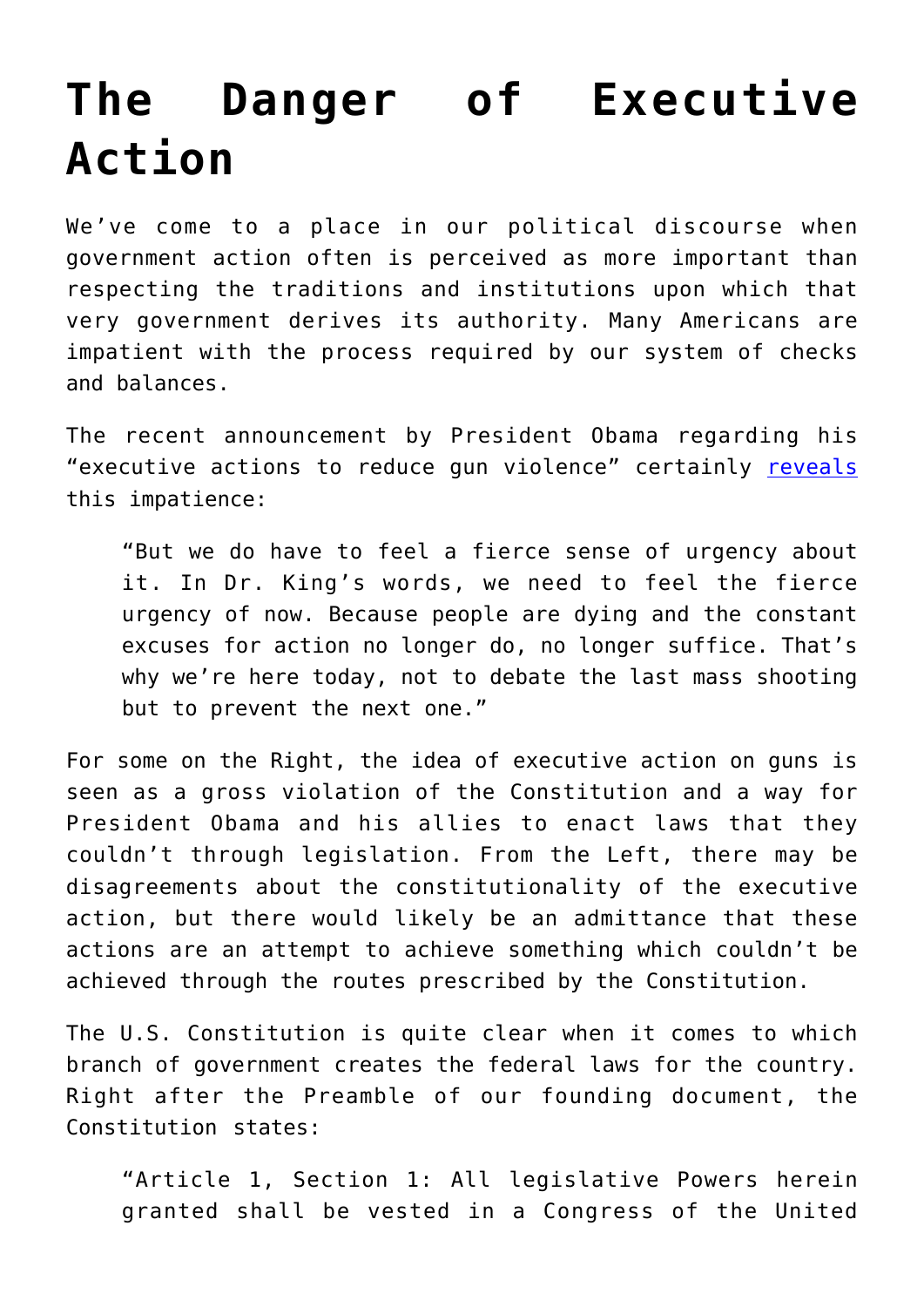# The Danger of Executive Action

We've come to a place in our political discourse when government action often is perceived as more important than respecting the traditions and institutions upon which that very government derives its authority. Many Americans are impatient with the process required by our system of checks and balances.

The recent announcement by President Obama regarding his "executive actions to reduce gun violence" certainly [reveals](#) this impatience:

> "But we do have to feel a fierce sense of urgency about it. In Dr. King's words, we need to feel the fierce urgency of now. Because people are dying and the constant excuses for action no longer do, no longer suffice. That's why we're here today, not to debate the last mass shooting but to prevent the next one."

For some on the Right, the idea of executive action on guns is seen as a gross violation of the Constitution and a way for President Obama and his allies to enact laws that they couldn't through legislation. From the Left, there may be disagreements about the constitutionality of the executive action, but there would likely be an admittance that these actions are an attempt to achieve something which couldn't be achieved through the routes prescribed by the Constitution.

The U.S. Constitution is quite clear when it comes to which branch of government creates the federal laws for the country. Right after the Preamble of our founding document, the Constitution states:

> "Article 1, Section 1: All legislative Powers herein granted shall be vested in a Congress of the United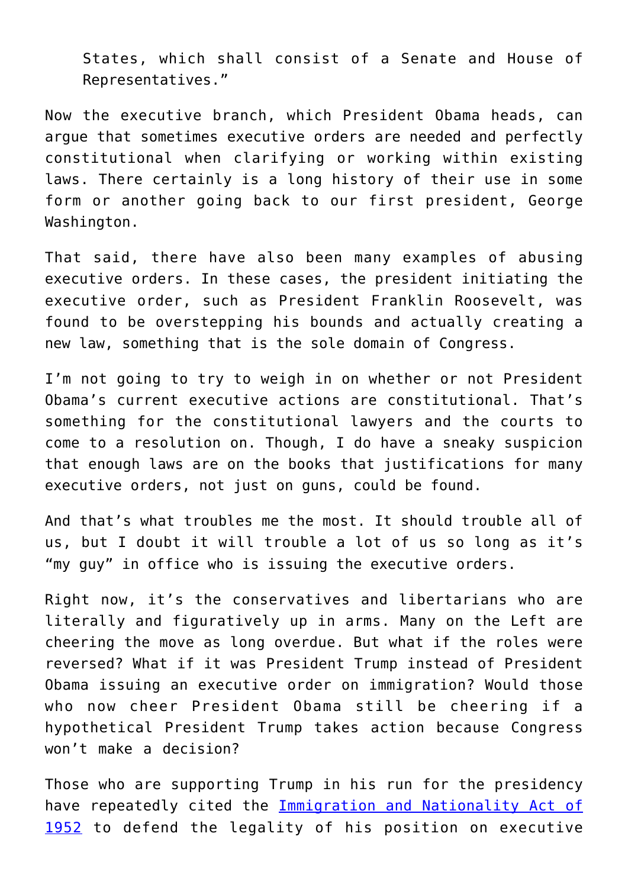> States, which shall consist of a Senate and House of Representatives."

Now the executive branch, which President Obama heads, can argue that sometimes executive orders are needed and perfectly constitutional when clarifying or working within existing laws. There certainly is a long history of their use in some form or another going back to our first president, George Washington.

That said, there have also been many examples of abusing executive orders. In these cases, the president initiating the executive order, such as President Franklin Roosevelt, was found to be overstepping his bounds and actually creating a new law, something that is the sole domain of Congress.

I'm not going to try to weigh in on whether or not President Obama's current executive actions are constitutional. That's something for the constitutional lawyers and the courts to come to a resolution on. Though, I do have a sneaky suspicion that enough laws are on the books that justifications for many executive orders, not just on guns, could be found.

And that's what troubles me the most. It should trouble all of us, but I doubt it will trouble a lot of us so long as it's "my guy" in office who is issuing the executive orders.

Right now, it's the conservatives and libertarians who are literally and figuratively up in arms. Many on the Left are cheering the move as long overdue. But what if the roles were reversed? What if it was President Trump instead of President Obama issuing an executive order on immigration? Would those who now cheer President Obama still be cheering if a hypothetical President Trump takes action because Congress won't make a decision?

Those who are supporting Trump in his run for the presidency have repeatedly cited the [Immigration and Nationality Act of 1952] to defend the legality of his position on executive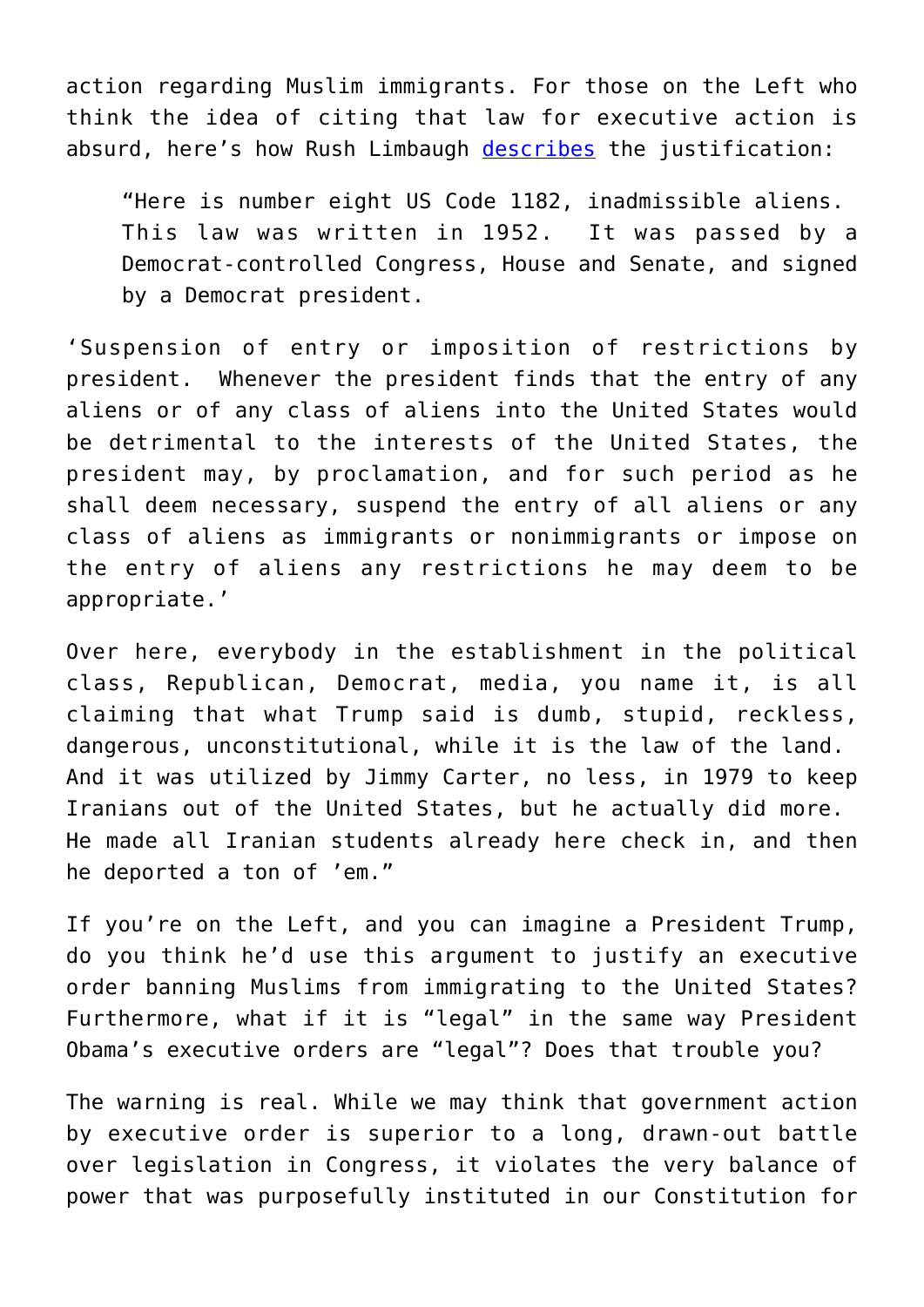action regarding Muslim immigrants. For those on the Left who think the idea of citing that law for executive action is absurd, here's how Rush Limbaugh [describes](#) the justification:

> "Here is number eight US Code 1182, inadmissible aliens. This law was written in 1952. It was passed by a Democrat-controlled Congress, House and Senate, and signed by a Democrat president.

'Suspension of entry or imposition of restrictions by president. Whenever the president finds that the entry of any aliens or of any class of aliens into the United States would be detrimental to the interests of the United States, the president may, by proclamation, and for such period as he shall deem necessary, suspend the entry of all aliens or any class of aliens as immigrants or nonimmigrants or impose on the entry of aliens any restrictions he may deem to be appropriate.'

Over here, everybody in the establishment in the political class, Republican, Democrat, media, you name it, is all claiming that what Trump said is dumb, stupid, reckless, dangerous, unconstitutional, while it is the law of the land. And it was utilized by Jimmy Carter, no less, in 1979 to keep Iranians out of the United States, but he actually did more. He made all Iranian students already here check in, and then he deported a ton of 'em."

If you're on the Left, and you can imagine a President Trump, do you think he'd use this argument to justify an executive order banning Muslims from immigrating to the United States? Furthermore, what if it is "legal" in the same way President Obama's executive orders are "legal"? Does that trouble you?

The warning is real. While we may think that government action by executive order is superior to a long, drawn-out battle over legislation in Congress, it violates the very balance of power that was purposefully instituted in our Constitution for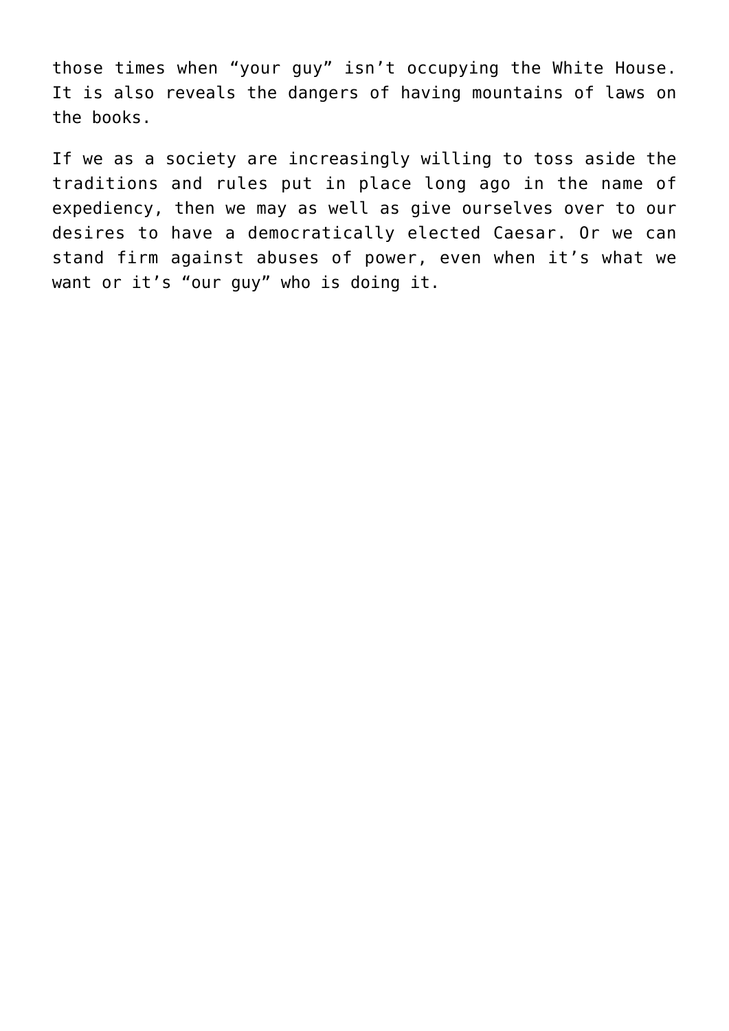those times when “your guy” isn’t occupying the White House. It is also reveals the dangers of having mountains of laws on the books.

If we as a society are increasingly willing to toss aside the traditions and rules put in place long ago in the name of expediency, then we may as well as give ourselves over to our desires to have a democratically elected Caesar. Or we can stand firm against abuses of power, even when it’s what we want or it’s “our guy” who is doing it.